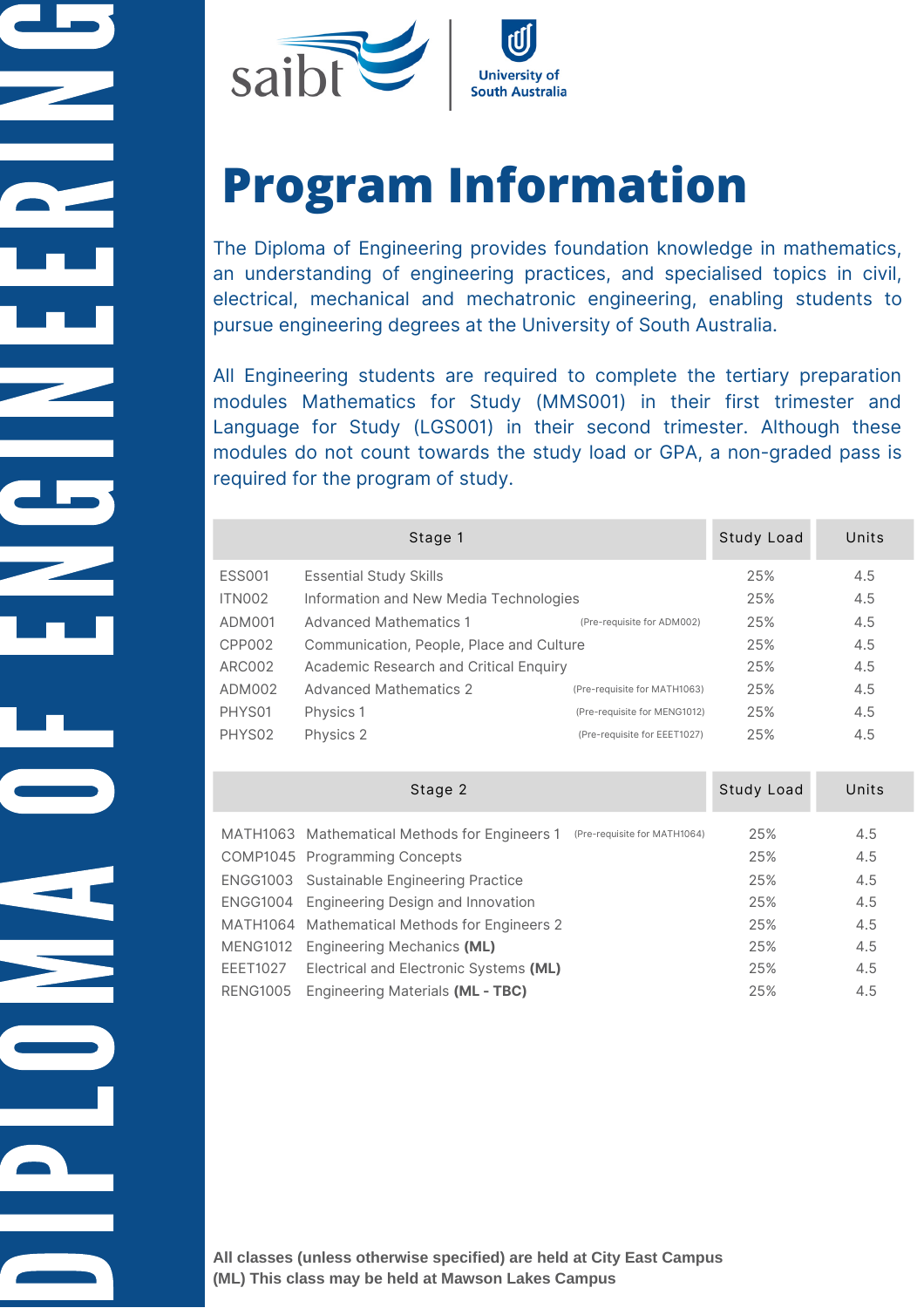# DIPLOMA OF ENGINEERING

saibt | University of South Australia

# Program Information

The Diploma of Engineering provides foundation knowledge in mathematics, an understanding of engineering practices, and specialised topics in civil, electrical, mechanical and mechatronic engineering, enabling students to pursue engineering degrees at the University of South Australia.

All Engineering students are required to complete the tertiary preparation modules Mathematics for Study (MMS001) in their first trimester and Language for Study (LGS001) in their second trimester. Although these modules do not count towards the study load or GPA, a non-graded pass is required for the program of study.

| Stage 1 | | | Study Load | Units |
|---|---|---|---|---|
| ESS001 | Essential Study Skills | | 25% | 4.5 |
| ITN002 | Information and New Media Technologies | | 25% | 4.5 |
| ADM001 | Advanced Mathematics 1 | (Pre-requisite for ADM002) | 25% | 4.5 |
| CPP002 | Communication, People, Place and Culture | | 25% | 4.5 |
| ARC002 | Academic Research and Critical Enquiry | | 25% | 4.5 |
| ADM002 | Advanced Mathematics 2 | (Pre-requisite for MATH1063) | 25% | 4.5 |
| PHYS01 | Physics 1 | (Pre-requisite for MENG1012) | 25% | 4.5 |
| PHYS02 | Physics 2 | (Pre-requisite for EEET1027) | 25% | 4.5 |

| Stage 2 | | | Study Load | Units |
|---|---|---|---|---|
| MATH1063 | Mathematical Methods for Engineers 1 | (Pre-requisite for MATH1064) | 25% | 4.5 |
| COMP1045 | Programming Concepts | | 25% | 4.5 |
| ENGG1003 | Sustainable Engineering Practice | | 25% | 4.5 |
| ENGG1004 | Engineering Design and Innovation | | 25% | 4.5 |
| MATH1064 | Mathematical Methods for Engineers 2 | | 25% | 4.5 |
| MENG1012 | Engineering Mechanics **(ML)** | | 25% | 4.5 |
| EEET1027 | Electrical and Electronic Systems **(ML)** | | 25% | 4.5 |
| RENG1005 | Engineering Materials **(ML - TBC)** | | 25% | 4.5 |

**All classes (unless otherwise specified) are held at City East Campus**
**(ML) This class may be held at Mawson Lakes Campus**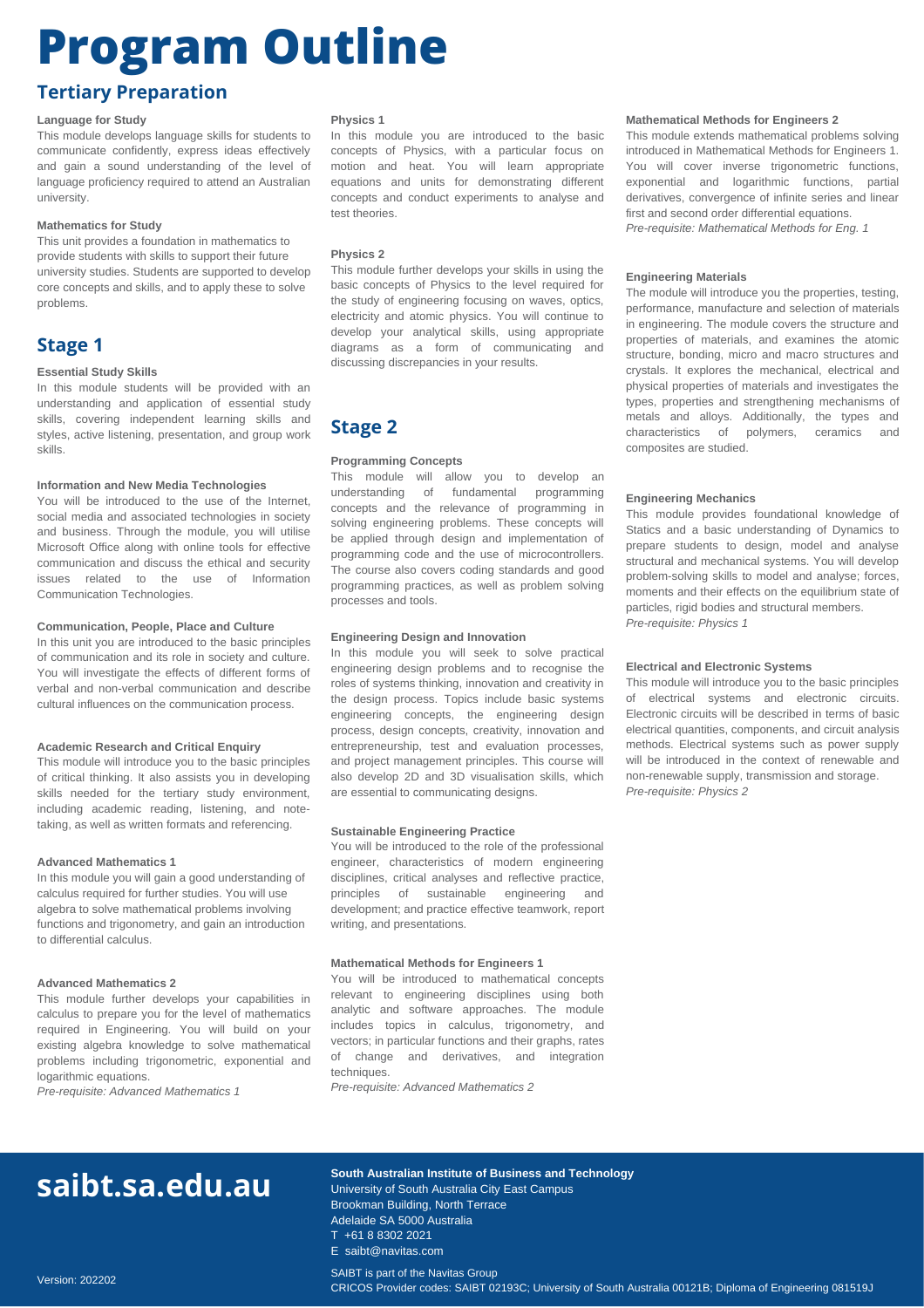# Program Outline

## Tertiary Preparation

**Language for Study**

This module develops language skills for students to communicate confidently, express ideas effectively and gain a sound understanding of the level of language proficiency required to attend an Australian university.

**Mathematics for Study**

This unit provides a foundation in mathematics to provide students with skills to support their future university studies. Students are supported to develop core concepts and skills, and to apply these to solve problems.

## Stage 1

**Essential Study Skills**

In this module students will be provided with an understanding and application of essential study skills, covering independent learning skills and styles, active listening, presentation, and group work skills.

**Information and New Media Technologies**

You will be introduced to the use of the Internet, social media and associated technologies in society and business. Through the module, you will utilise Microsoft Office along with online tools for effective communication and discuss the ethical and security issues related to the use of Information Communication Technologies.

**Communication, People, Place and Culture**

In this unit you are introduced to the basic principles of communication and its role in society and culture. You will investigate the effects of different forms of verbal and non-verbal communication and describe cultural influences on the communication process.

**Academic Research and Critical Enquiry**

This module will introduce you to the basic principles of critical thinking. It also assists you in developing skills needed for the tertiary study environment, including academic reading, listening, and note-taking, as well as written formats and referencing.

**Advanced Mathematics 1**

In this module you will gain a good understanding of calculus required for further studies. You will use algebra to solve mathematical problems involving functions and trigonometry, and gain an introduction to differential calculus.

**Advanced Mathematics 2**

This module further develops your capabilities in calculus to prepare you for the level of mathematics required in Engineering. You will build on your existing algebra knowledge to solve mathematical problems including trigonometric, exponential and logarithmic equations.

*Pre-requisite: Advanced Mathematics 1*

**Physics 1**

In this module you are introduced to the basic concepts of Physics, with a particular focus on motion and heat. You will learn appropriate equations and units for demonstrating different concepts and conduct experiments to analyse and test theories.

**Physics 2**

This module further develops your skills in using the basic concepts of Physics to the level required for the study of engineering focusing on waves, optics, electricity and atomic physics. You will continue to develop your analytical skills, using appropriate diagrams as a form of communicating and discussing discrepancies in your results.

## Stage 2

**Programming Concepts**

This module will allow you to develop an understanding of fundamental programming concepts and the relevance of programming in solving engineering problems. These concepts will be applied through design and implementation of programming code and the use of microcontrollers. The course also covers coding standards and good programming practices, as well as problem solving processes and tools.

**Engineering Design and Innovation**

In this module you will seek to solve practical engineering design problems and to recognise the roles of systems thinking, innovation and creativity in the design process. Topics include basic systems engineering concepts, the engineering design process, design concepts, creativity, innovation and entrepreneurship, test and evaluation processes, and project management principles. This course will also develop 2D and 3D visualisation skills, which are essential to communicating designs.

**Sustainable Engineering Practice**

You will be introduced to the role of the professional engineer, characteristics of modern engineering disciplines, critical analyses and reflective practice, principles of sustainable engineering and development; and practice effective teamwork, report writing, and presentations.

**Mathematical Methods for Engineers 1**

You will be introduced to mathematical concepts relevant to engineering disciplines using both analytic and software approaches. The module includes topics in calculus, trigonometry, and vectors; in particular functions and their graphs, rates of change and derivatives, and integration techniques.

*Pre-requisite: Advanced Mathematics 2*

**Mathematical Methods for Engineers 2**

This module extends mathematical problems solving introduced in Mathematical Methods for Engineers 1. You will cover inverse trigonometric functions, exponential and logarithmic functions, partial derivatives, convergence of infinite series and linear first and second order differential equations.

*Pre-requisite: Mathematical Methods for Eng. 1*

**Engineering Materials**

The module will introduce you the properties, testing, performance, manufacture and selection of materials in engineering. The module covers the structure and properties of materials, and examines the atomic structure, bonding, micro and macro structures and crystals. It explores the mechanical, electrical and physical properties of materials and investigates the types, properties and strengthening mechanisms of metals and alloys. Additionally, the types and characteristics of polymers, ceramics and composites are studied.

**Engineering Mechanics**

This module provides foundational knowledge of Statics and a basic understanding of Dynamics to prepare students to design, model and analyse structural and mechanical systems. You will develop problem-solving skills to model and analyse; forces, moments and their effects on the equilibrium state of particles, rigid bodies and structural members.

*Pre-requisite: Physics 1*

**Electrical and Electronic Systems**

This module will introduce you to the basic principles of electrical systems and electronic circuits. Electronic circuits will be described in terms of basic electrical quantities, components, and circuit analysis methods. Electrical systems such as power supply will be introduced in the context of renewable and non-renewable supply, transmission and storage.

*Pre-requisite: Physics 2*

**saibt.sa.edu.au**

**South Australian Institute of Business and Technology**
University of South Australia City East Campus
Brookman Building, North Terrace
Adelaide SA 5000 Australia
T +61 8 8302 2021
E saibt@navitas.com

SAIBT is part of the Navitas Group
CRICOS Provider codes: SAIBT 02193C; University of South Australia 00121B; Diploma of Engineering 081519J

Version: 202202